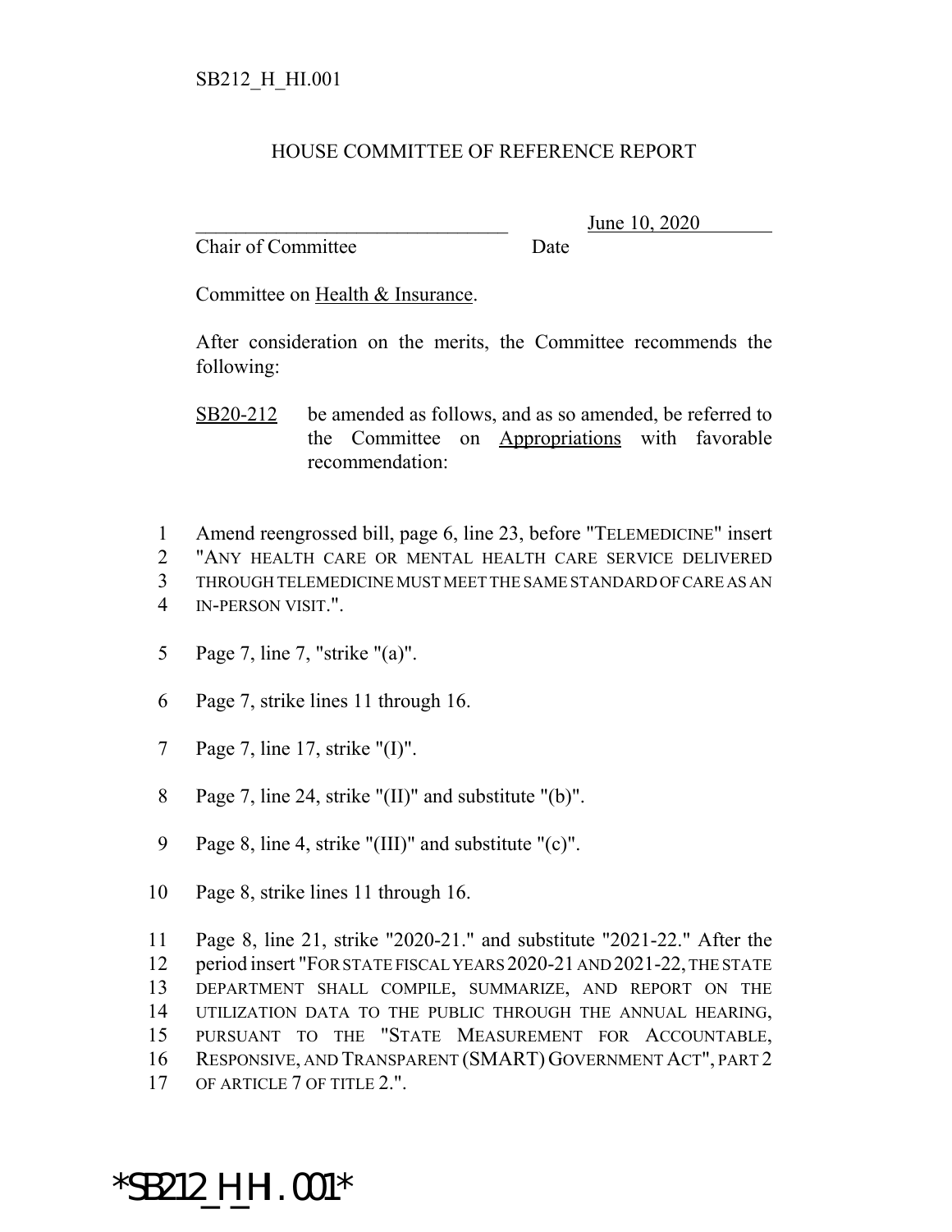SB212_H_HI.001

# HOUSE COMMITTEE OF REFERENCE REPORT

________________________________ June 10, 2020
Chair of Committee Date

Committee on Health & Insurance.

After consideration on the merits, the Committee recommends the following:

SB20-212 be amended as follows, and as so amended, be referred to the Committee on Appropriations with favorable recommendation:

1 Amend reengrossed bill, page 6, line 23, before "TELEMEDICINE" insert
2 "ANY HEALTH CARE OR MENTAL HEALTH CARE SERVICE DELIVERED
3 THROUGH TELEMEDICINE MUST MEET THE SAME STANDARD OF CARE AS AN
4 IN-PERSON VISIT.".

5 Page 7, line 7, "strike "(a)".

6 Page 7, strike lines 11 through 16.

7 Page 7, line 17, strike "(I)".

8 Page 7, line 24, strike "(II)" and substitute "(b)".

9 Page 8, line 4, strike "(III)" and substitute "(c)".

10 Page 8, strike lines 11 through 16.

11 Page 8, line 21, strike "2020-21." and substitute "2021-22." After the
12 period insert "FOR STATE FISCAL YEARS 2020-21 AND 2021-22, THE STATE
13 DEPARTMENT SHALL COMPILE, SUMMARIZE, AND REPORT ON THE
14 UTILIZATION DATA TO THE PUBLIC THROUGH THE ANNUAL HEARING,
15 PURSUANT TO THE "STATE MEASUREMENT FOR ACCOUNTABLE,
16 RESPONSIVE, AND TRANSPARENT (SMART) GOVERNMENT ACT", PART 2
17 OF ARTICLE 7 OF TITLE 2.".

*SB212_H_HI.001*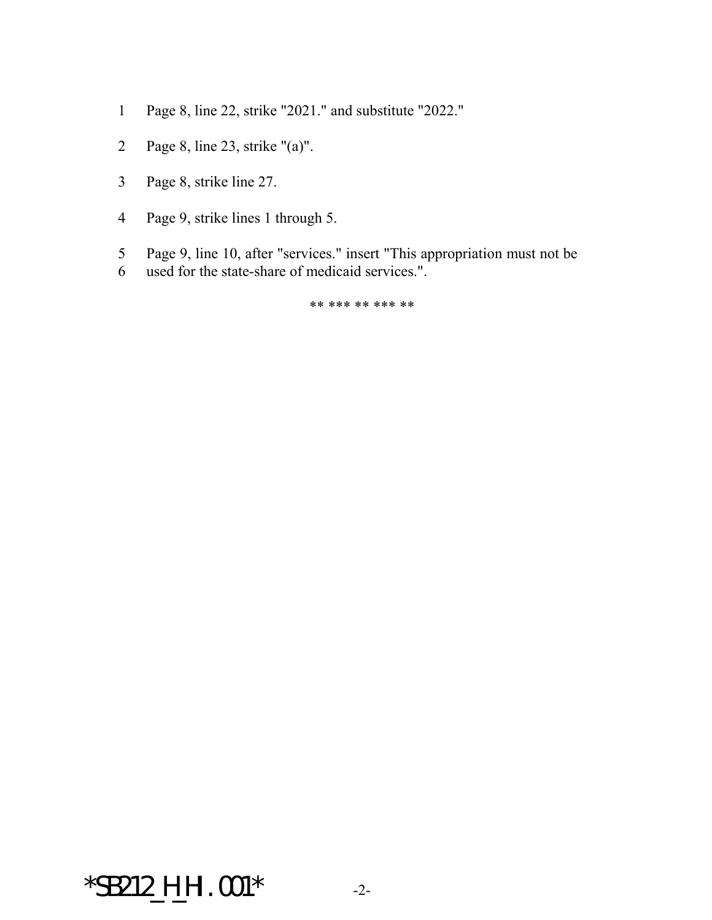1 Page 8, line 22, strike "2021." and substitute "2022."

2 Page 8, line 23, strike "(a)".

3 Page 8, strike line 27.

4 Page 9, strike lines 1 through 5.

5 Page 9, line 10, after "services." insert "This appropriation must not be
6 used for the state-share of medicaid services.".

** *** ** *** **

*SB212_H_HI.001*